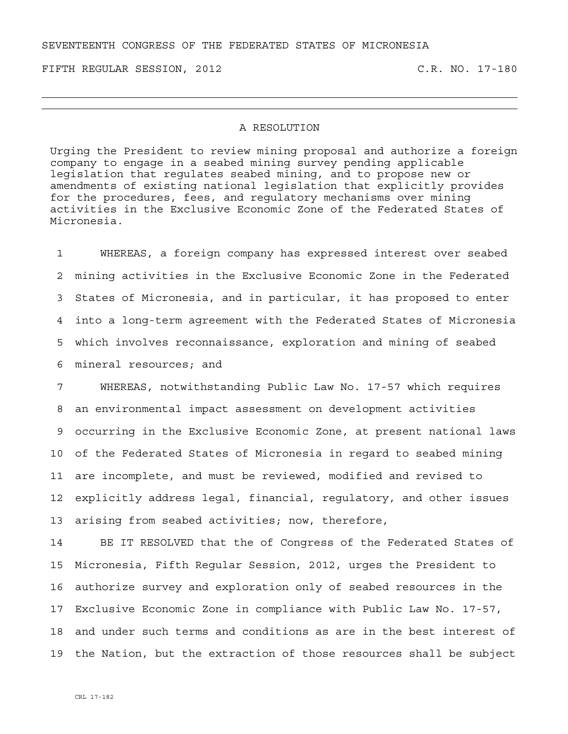SEVENTEENTH CONGRESS OF THE FEDERATED STATES OF MICRONESIA

FIFTH REGULAR SESSION, 2012 C.R. NO. 17-180

---

## A RESOLUTION

Urging the President to review mining proposal and authorize a foreign company to engage in a seabed mining survey pending applicable legislation that regulates seabed mining, and to propose new or amendments of existing national legislation that explicitly provides for the procedures, fees, and regulatory mechanisms over mining activities in the Exclusive Economic Zone of the Federated States of Micronesia.

1 WHEREAS, a foreign company has expressed interest over seabed
2 mining activities in the Exclusive Economic Zone in the Federated
3 States of Micronesia, and in particular, it has proposed to enter
4 into a long-term agreement with the Federated States of Micronesia
5 which involves reconnaissance, exploration and mining of seabed
6 mineral resources; and

7 WHEREAS, notwithstanding Public Law No. 17-57 which requires
8 an environmental impact assessment on development activities
9 occurring in the Exclusive Economic Zone, at present national laws
10 of the Federated States of Micronesia in regard to seabed mining
11 are incomplete, and must be reviewed, modified and revised to
12 explicitly address legal, financial, regulatory, and other issues
13 arising from seabed activities; now, therefore,

14 BE IT RESOLVED that the of Congress of the Federated States of
15 Micronesia, Fifth Regular Session, 2012, urges the President to
16 authorize survey and exploration only of seabed resources in the
17 Exclusive Economic Zone in compliance with Public Law No. 17-57,
18 and under such terms and conditions as are in the best interest of
19 the Nation, but the extraction of those resources shall be subject

CRL 17-182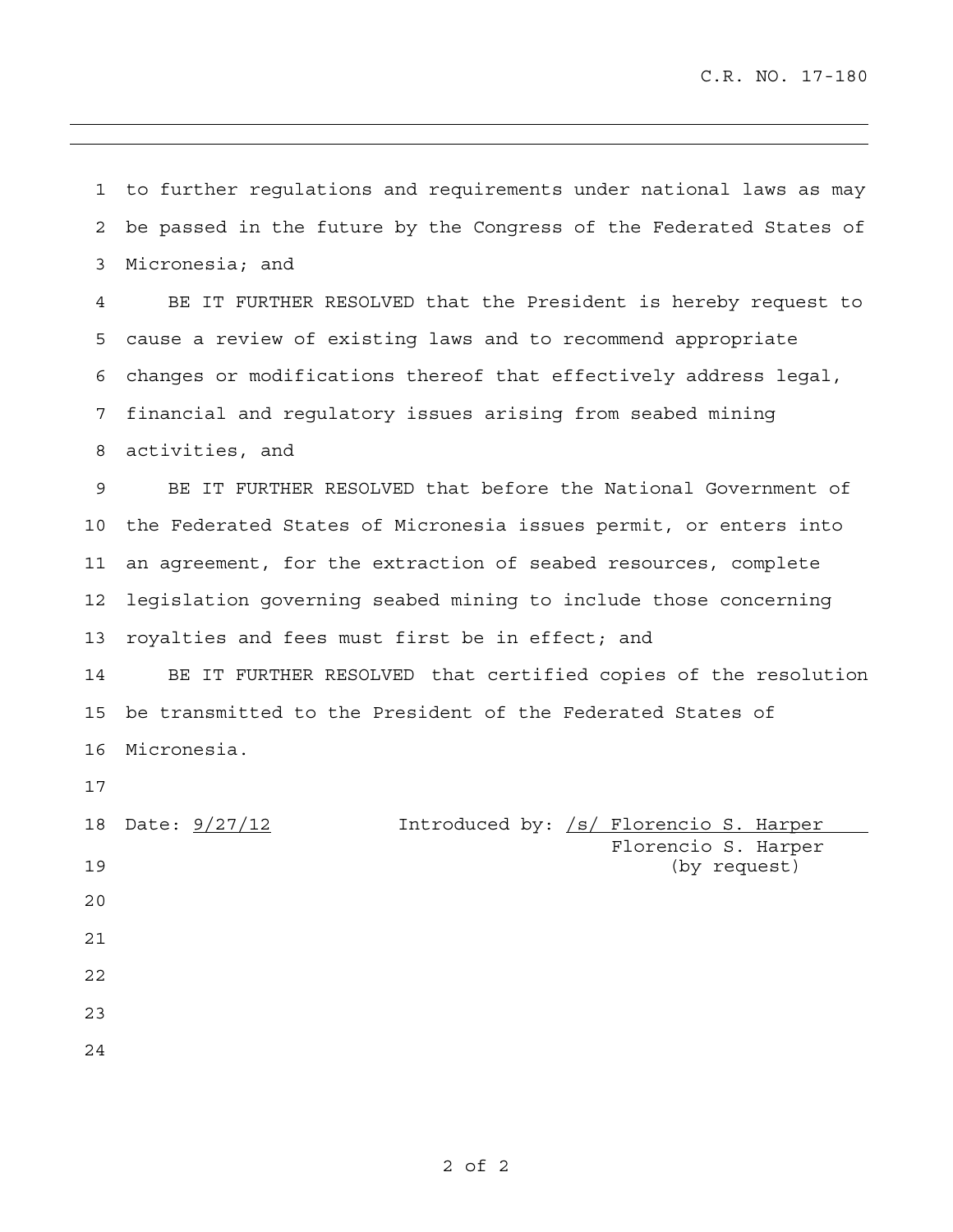to further regulations and requirements under national laws as may be passed in the future by the Congress of the Federated States of Micronesia; and

BE IT FURTHER RESOLVED that the President is hereby request to cause a review of existing laws and to recommend appropriate changes or modifications thereof that effectively address legal, financial and regulatory issues arising from seabed mining activities, and

BE IT FURTHER RESOLVED that before the National Government of the Federated States of Micronesia issues permit, or enters into an agreement, for the extraction of seabed resources, complete legislation governing seabed mining to include those concerning royalties and fees must first be in effect; and

BE IT FURTHER RESOLVED that certified copies of the resolution be transmitted to the President of the Federated States of Micronesia.

Date: 9/27/12

Introduced by: /s/ Florencio S. Harper
Florencio S. Harper
(by request)